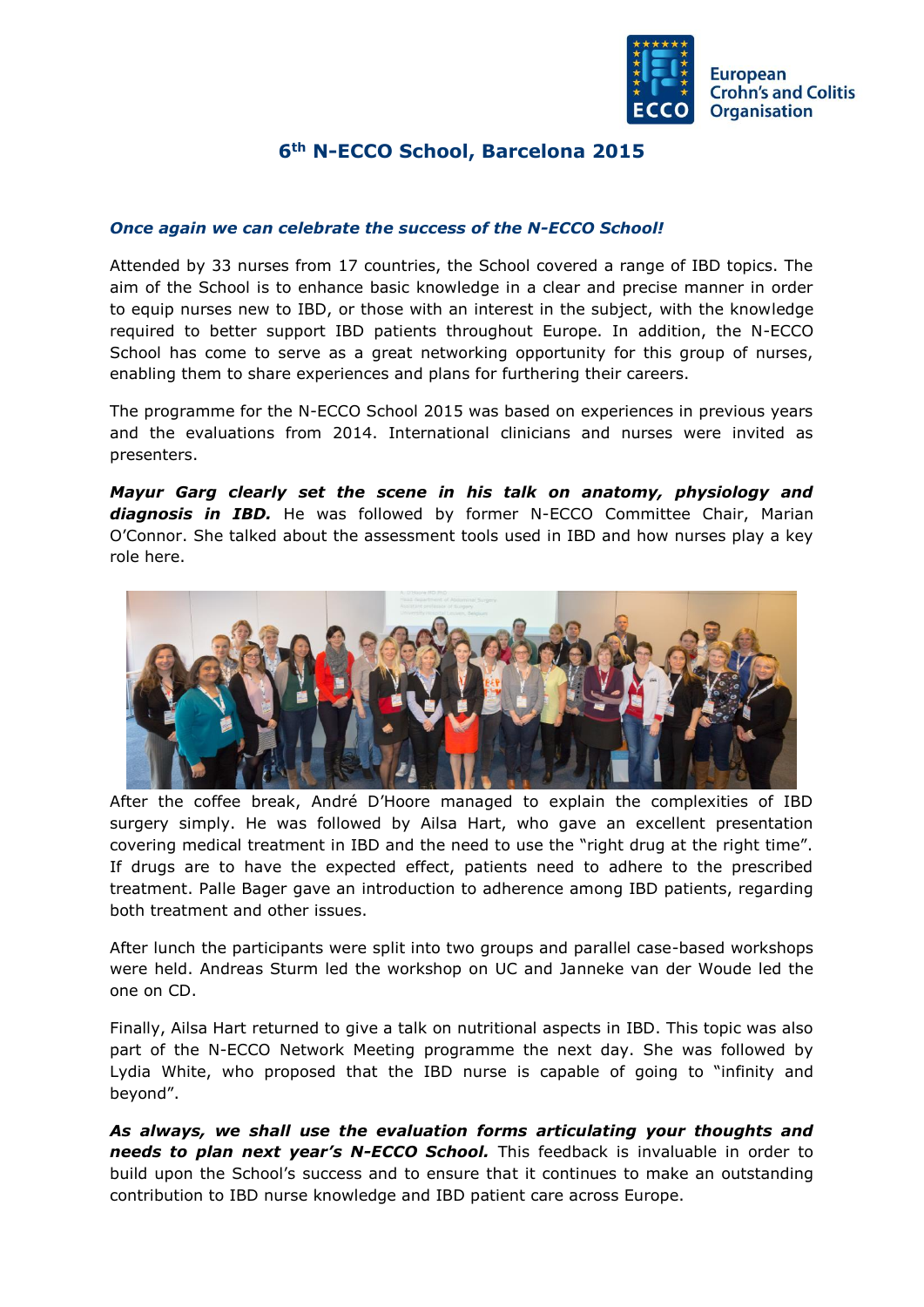European Crohn's and Colitis Organisation

# 6th N-ECCO School, Barcelona 2015

***Once again we can celebrate the success of the N-ECCO School!***

Attended by 33 nurses from 17 countries, the School covered a range of IBD topics. The aim of the School is to enhance basic knowledge in a clear and precise manner in order to equip nurses new to IBD, or those with an interest in the subject, with the knowledge required to better support IBD patients throughout Europe. In addition, the N-ECCO School has come to serve as a great networking opportunity for this group of nurses, enabling them to share experiences and plans for furthering their careers.

The programme for the N-ECCO School 2015 was based on experiences in previous years and the evaluations from 2014. International clinicians and nurses were invited as presenters.

***Mayur Garg clearly set the scene in his talk on anatomy, physiology and diagnosis in IBD.*** He was followed by former N-ECCO Committee Chair, Marian O'Connor. She talked about the assessment tools used in IBD and how nurses play a key role here.

After the coffee break, André D'Hoore managed to explain the complexities of IBD surgery simply. He was followed by Ailsa Hart, who gave an excellent presentation covering medical treatment in IBD and the need to use the "right drug at the right time". If drugs are to have the expected effect, patients need to adhere to the prescribed treatment. Palle Bager gave an introduction to adherence among IBD patients, regarding both treatment and other issues.

After lunch the participants were split into two groups and parallel case-based workshops were held. Andreas Sturm led the workshop on UC and Janneke van der Woude led the one on CD.

Finally, Ailsa Hart returned to give a talk on nutritional aspects in IBD. This topic was also part of the N-ECCO Network Meeting programme the next day. She was followed by Lydia White, who proposed that the IBD nurse is capable of going to "infinity and beyond".

***As always, we shall use the evaluation forms articulating your thoughts and needs to plan next year's N-ECCO School.*** This feedback is invaluable in order to build upon the School's success and to ensure that it continues to make an outstanding contribution to IBD nurse knowledge and IBD patient care across Europe.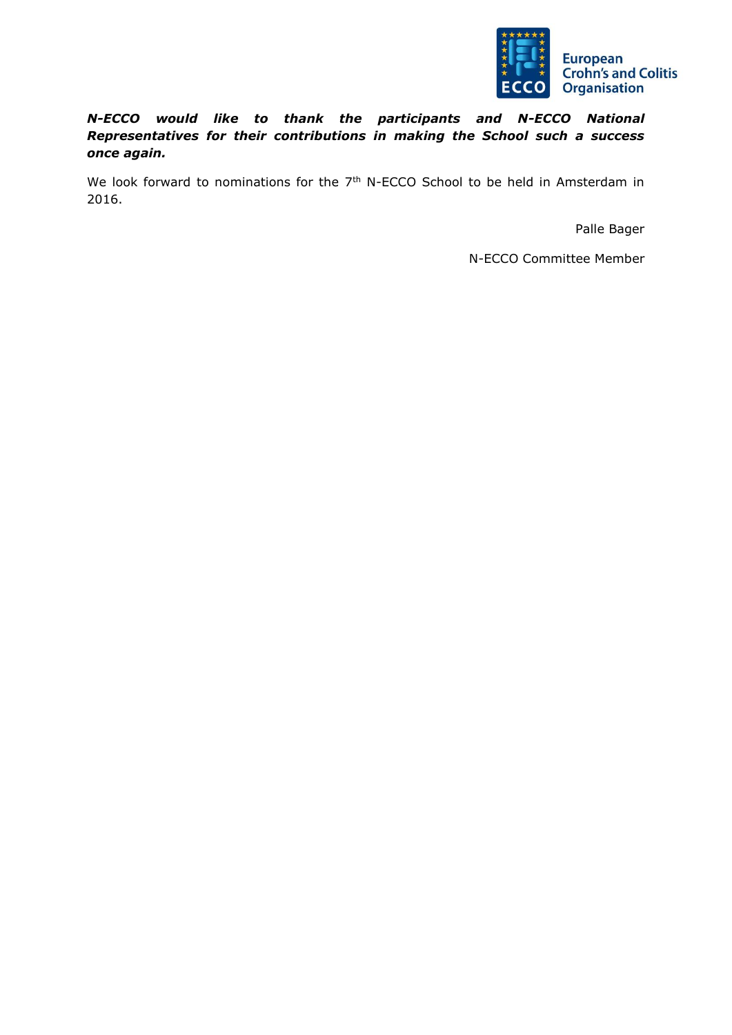***N-ECCO would like to thank the participants and N-ECCO National Representatives for their contributions in making the School such a success once again.***

We look forward to nominations for the 7th N-ECCO School to be held in Amsterdam in 2016.

Palle Bager

N-ECCO Committee Member